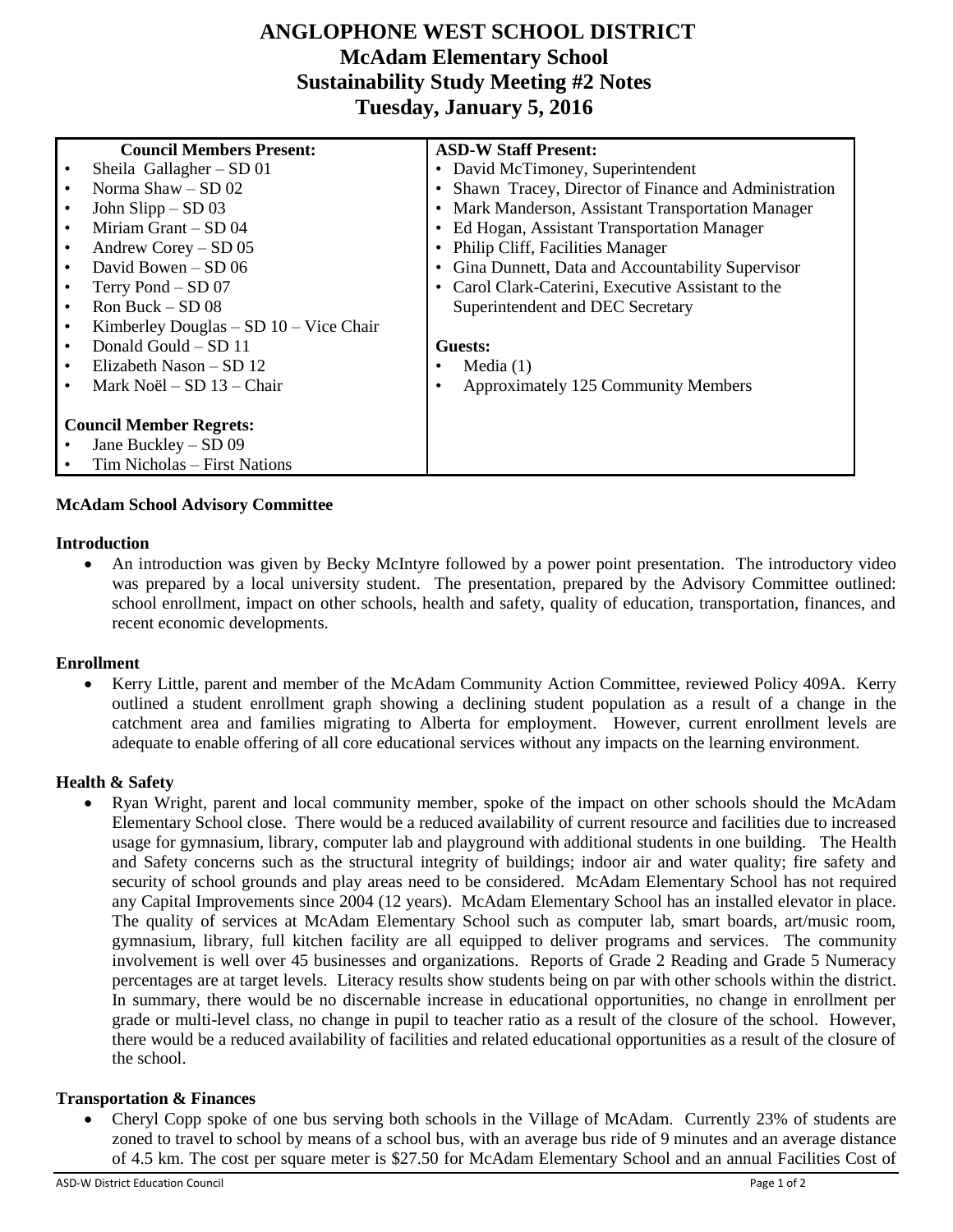# ANGLOPHONE WEST SCHOOL DISTRICT
## McAdam Elementary School
## Sustainability Study Meeting #2 Notes
## Tuesday, January 5, 2016

| Council Members Present: | ASD-W Staff Present: |
|---|---|
| • Sheila Gallagher – SD 01 | • David McTimoney, Superintendent |
| • Norma Shaw – SD 02 | • Shawn Tracey, Director of Finance and Administration |
| • John Slipp – SD 03 | • Mark Manderson, Assistant Transportation Manager |
| • Miriam Grant – SD 04 | • Ed Hogan, Assistant Transportation Manager |
| • Andrew Corey – SD 05 | • Philip Cliff, Facilities Manager |
| • David Bowen – SD 06 | • Gina Dunnett, Data and Accountability Supervisor |
| • Terry Pond – SD 07 | • Carol Clark-Caterini, Executive Assistant to the Superintendent and DEC Secretary |
| • Ron Buck – SD 08 | |
| • Kimberley Douglas – SD 10 – Vice Chair | **Guests:** |
| • Donald Gould – SD 11 | • Media (1) |
| • Elizabeth Nason – SD 12 | • Approximately 125 Community Members |
| • Mark Noël – SD 13 – Chair | |
| **Council Member Regrets:** | |
| • Jane Buckley – SD 09 | |
| • Tim Nicholas – First Nations | |

**McAdam School Advisory Committee**

**Introduction**

- An introduction was given by Becky McIntyre followed by a power point presentation. The introductory video was prepared by a local university student. The presentation, prepared by the Advisory Committee outlined: school enrollment, impact on other schools, health and safety, quality of education, transportation, finances, and recent economic developments.

**Enrollment**

- Kerry Little, parent and member of the McAdam Community Action Committee, reviewed Policy 409A. Kerry outlined a student enrollment graph showing a declining student population as a result of a change in the catchment area and families migrating to Alberta for employment. However, current enrollment levels are adequate to enable offering of all core educational services without any impacts on the learning environment.

**Health & Safety**

- Ryan Wright, parent and local community member, spoke of the impact on other schools should the McAdam Elementary School close. There would be a reduced availability of current resource and facilities due to increased usage for gymnasium, library, computer lab and playground with additional students in one building. The Health and Safety concerns such as the structural integrity of buildings; indoor air and water quality; fire safety and security of school grounds and play areas need to be considered. McAdam Elementary School has not required any Capital Improvements since 2004 (12 years). McAdam Elementary School has an installed elevator in place. The quality of services at McAdam Elementary School such as computer lab, smart boards, art/music room, gymnasium, library, full kitchen facility are all equipped to deliver programs and services. The community involvement is well over 45 businesses and organizations. Reports of Grade 2 Reading and Grade 5 Numeracy percentages are at target levels. Literacy results show students being on par with other schools within the district. In summary, there would be no discernable increase in educational opportunities, no change in enrollment per grade or multi-level class, no change in pupil to teacher ratio as a result of the closure of the school. However, there would be a reduced availability of facilities and related educational opportunities as a result of the closure of the school.

**Transportation & Finances**

- Cheryl Copp spoke of one bus serving both schools in the Village of McAdam. Currently 23% of students are zoned to travel to school by means of a school bus, with an average bus ride of 9 minutes and an average distance of 4.5 km. The cost per square meter is $27.50 for McAdam Elementary School and an annual Facilities Cost of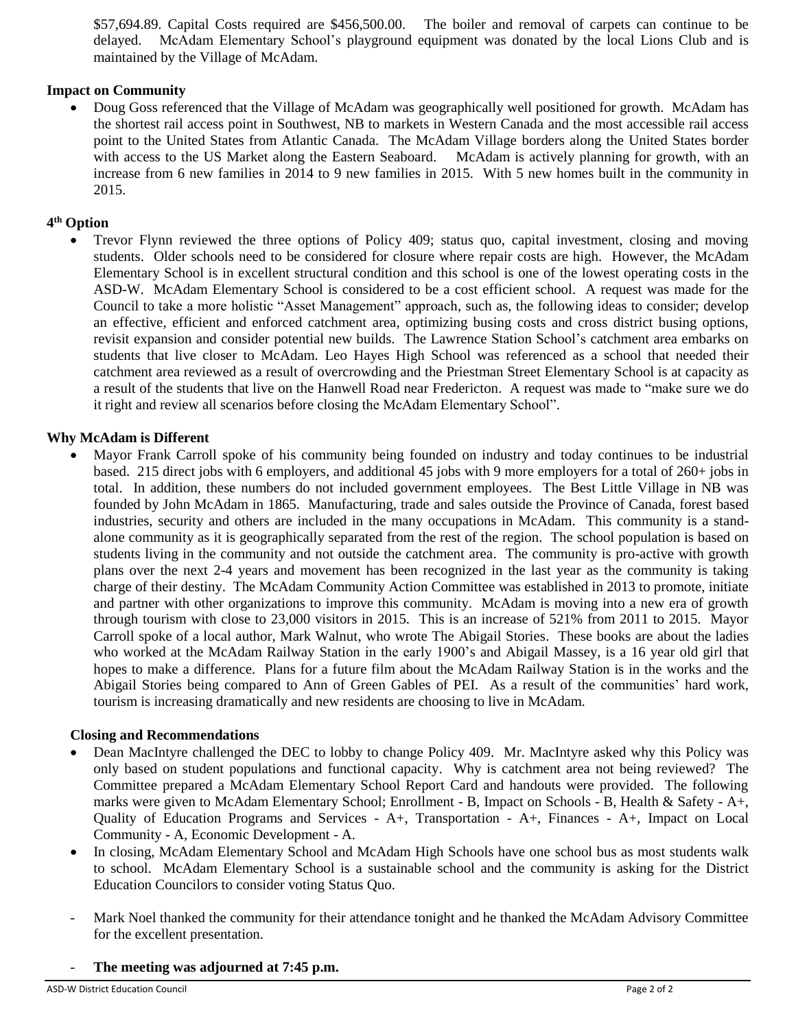$57,694.89. Capital Costs required are $456,500.00. The boiler and removal of carpets can continue to be delayed. McAdam Elementary School's playground equipment was donated by the local Lions Club and is maintained by the Village of McAdam.

**Impact on Community**

- Doug Goss referenced that the Village of McAdam was geographically well positioned for growth. McAdam has the shortest rail access point in Southwest, NB to markets in Western Canada and the most accessible rail access point to the United States from Atlantic Canada. The McAdam Village borders along the United States border with access to the US Market along the Eastern Seaboard. McAdam is actively planning for growth, with an increase from 6 new families in 2014 to 9 new families in 2015. With 5 new homes built in the community in 2015.

**4th Option**

- Trevor Flynn reviewed the three options of Policy 409; status quo, capital investment, closing and moving students. Older schools need to be considered for closure where repair costs are high. However, the McAdam Elementary School is in excellent structural condition and this school is one of the lowest operating costs in the ASD-W. McAdam Elementary School is considered to be a cost efficient school. A request was made for the Council to take a more holistic "Asset Management" approach, such as, the following ideas to consider; develop an effective, efficient and enforced catchment area, optimizing busing costs and cross district busing options, revisit expansion and consider potential new builds. The Lawrence Station School's catchment area embarks on students that live closer to McAdam. Leo Hayes High School was referenced as a school that needed their catchment area reviewed as a result of overcrowding and the Priestman Street Elementary School is at capacity as a result of the students that live on the Hanwell Road near Fredericton. A request was made to "make sure we do it right and review all scenarios before closing the McAdam Elementary School".

**Why McAdam is Different**

- Mayor Frank Carroll spoke of his community being founded on industry and today continues to be industrial based. 215 direct jobs with 6 employers, and additional 45 jobs with 9 more employers for a total of 260+ jobs in total. In addition, these numbers do not included government employees. The Best Little Village in NB was founded by John McAdam in 1865. Manufacturing, trade and sales outside the Province of Canada, forest based industries, security and others are included in the many occupations in McAdam. This community is a stand-alone community as it is geographically separated from the rest of the region. The school population is based on students living in the community and not outside the catchment area. The community is pro-active with growth plans over the next 2-4 years and movement has been recognized in the last year as the community is taking charge of their destiny. The McAdam Community Action Committee was established in 2013 to promote, initiate and partner with other organizations to improve this community. McAdam is moving into a new era of growth through tourism with close to 23,000 visitors in 2015. This is an increase of 521% from 2011 to 2015. Mayor Carroll spoke of a local author, Mark Walnut, who wrote The Abigail Stories. These books are about the ladies who worked at the McAdam Railway Station in the early 1900's and Abigail Massey, is a 16 year old girl that hopes to make a difference. Plans for a future film about the McAdam Railway Station is in the works and the Abigail Stories being compared to Ann of Green Gables of PEI. As a result of the communities' hard work, tourism is increasing dramatically and new residents are choosing to live in McAdam.

**Closing and Recommendations**

- Dean MacIntyre challenged the DEC to lobby to change Policy 409. Mr. MacIntyre asked why this Policy was only based on student populations and functional capacity. Why is catchment area not being reviewed? The Committee prepared a McAdam Elementary School Report Card and handouts were provided. The following marks were given to McAdam Elementary School; Enrollment - B, Impact on Schools - B, Health & Safety - A+, Quality of Education Programs and Services - A+, Transportation - A+, Finances - A+, Impact on Local Community - A, Economic Development - A.
- In closing, McAdam Elementary School and McAdam High Schools have one school bus as most students walk to school. McAdam Elementary School is a sustainable school and the community is asking for the District Education Councilors to consider voting Status Quo.

- Mark Noel thanked the community for their attendance tonight and he thanked the McAdam Advisory Committee for the excellent presentation.

- **The meeting was adjourned at 7:45 p.m.**